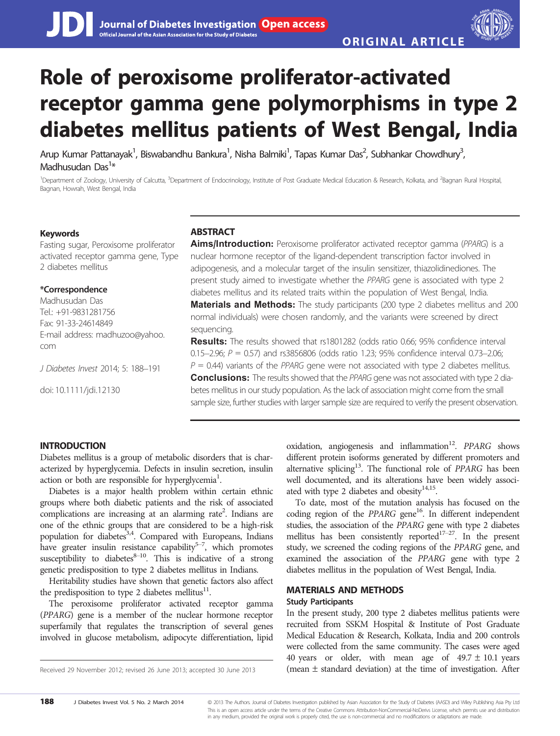ORIGINAL ARTICLE

# Role of peroxisome proliferator-activated receptor gamma gene polymorphisms in type 2 diabetes mellitus patients of West Bengal, India

Arup Kumar Pattanayak[1], Biswabandhu Bankura[1], Nisha Balmiki[1], Tapas Kumar Das[2], Subhankar Chowdhury[3], Madhusudan Das[1]*

[1]Department of Zoology, University of Calcutta, [3]Department of Endocrinology, Institute of Post Graduate Medical Education & Research, Kolkata, and [2]Bagnan Rural Hospital, Bagnan, Howrah, West Bengal, India

**Keywords**

Fasting sugar, Peroxisome proliferator activated receptor gamma gene, Type 2 diabetes mellitus

***Correspondence**

Madhusudan Das
Tel.: +91-9831281756
Fax: 91-33-24614849
E-mail address: madhuzoo@yahoo.com

*J Diabetes Invest* 2014; 5: 188–191

doi: 10.1111/jdi.12130

## ABSTRACT

**Aims/Introduction:** Peroxisome proliferator activated receptor gamma (*PPARG*) is a nuclear hormone receptor of the ligand-dependent transcription factor involved in adipogenesis, and a molecular target of the insulin sensitizer, thiazolidinediones. The present study aimed to investigate whether the *PPARG* gene is associated with type 2 diabetes mellitus and its related traits within the population of West Bengal, India.

**Materials and Methods:** The study participants (200 type 2 diabetes mellitus and 200 normal individuals) were chosen randomly, and the variants were screened by direct sequencing.

**Results:** The results showed that rs1801282 (odds ratio 0.66; 95% confidence interval 0.15–2.96; $P$ = 0.57) and rs3856806 (odds ratio 1.23; 95% confidence interval 0.73–2.06; $P$ = 0.44) variants of the *PPARG* gene were not associated with type 2 diabetes mellitus.

**Conclusions:** The results showed that the *PPARG* gene was not associated with type 2 diabetes mellitus in our study population. As the lack of association might come from the small sample size, further studies with larger sample size are required to verify the present observation.

## INTRODUCTION

Diabetes mellitus is a group of metabolic disorders that is characterized by hyperglycemia. Defects in insulin secretion, insulin action or both are responsible for hyperglycemia[1].

Diabetes is a major health problem within certain ethnic groups where both diabetic patients and the risk of associated complications are increasing at an alarming rate[2]. Indians are one of the ethnic groups that are considered to be a high-risk population for diabetes[3,4]. Compared with Europeans, Indians have greater insulin resistance capability[5–7], which promotes susceptibility to diabetes[8–10]. This is indicative of a strong genetic predisposition to type 2 diabetes mellitus in Indians.

Heritability studies have shown that genetic factors also affect the predisposition to type 2 diabetes mellitus[11].

The peroxisome proliferator activated receptor gamma (*PPARG*) gene is a member of the nuclear hormone receptor superfamily that regulates the transcription of several genes involved in glucose metabolism, adipocyte differentiation, lipid oxidation, angiogenesis and inflammation[12]. *PPARG* shows different protein isoforms generated by different promoters and alternative splicing[13]. The functional role of *PPARG* has been well documented, and its alterations have been widely associated with type 2 diabetes and obesity[14,15].

To date, most of the mutation analysis has focused on the coding region of the *PPARG* gene[16]. In different independent studies, the association of the *PPARG* gene with type 2 diabetes mellitus has been consistently reported[17–27]. In the present study, we screened the coding regions of the *PPARG* gene, and examined the association of the *PPARG* gene with type 2 diabetes mellitus in the population of West Bengal, India.

## MATERIALS AND METHODS

### Study Participants

In the present study, 200 type 2 diabetes mellitus patients were recruited from SSKM Hospital & Institute of Post Graduate Medical Education & Research, Kolkata, India and 200 controls were collected from the same community. The cases were aged 40 years or older, with mean age of 49.7 ± 10.1 years (mean ± standard deviation) at the time of investigation. After

Received 29 November 2012; revised 26 June 2013; accepted 30 June 2013

© 2013 The Authors. Journal of Diabetes Investigation published by Asian Association for the Study of Diabetes (AASD) and Wiley Publishing Asia Pty Ltd
This is an open access article under the terms of the Creative Commons Attribution-NonCommercial-NoDerivs License, which permits use and distribution in any medium, provided the original work is properly cited, the use is non-commercial and no modifications or adaptations are made.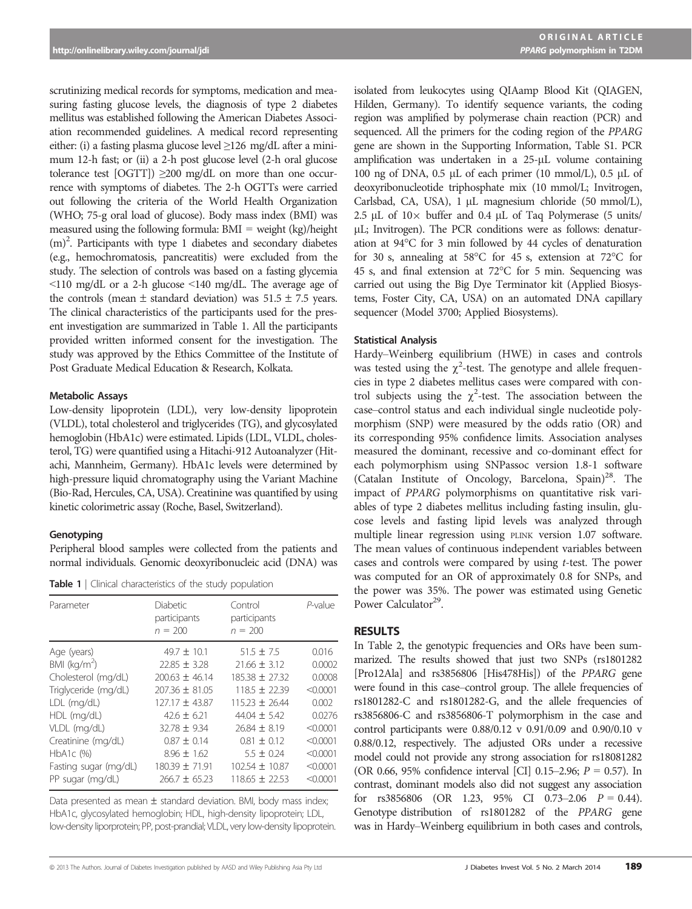scrutinizing medical records for symptoms, medication and measuring fasting glucose levels, the diagnosis of type 2 diabetes mellitus was established following the American Diabetes Association recommended guidelines. A medical record representing either: (i) a fasting plasma glucose level ≥126 mg/dL after a minimum 12-h fast; or (ii) a 2-h post glucose level (2-h oral glucose tolerance test [OGTT]) ≥200 mg/dL on more than one occurrence with symptoms of diabetes. The 2-h OGTTs were carried out following the criteria of the World Health Organization (WHO; 75-g oral load of glucose). Body mass index (BMI) was measured using the following formula: BMI = weight (kg)/height $(m)^2$. Participants with type 1 diabetes and secondary diabetes (e.g., hemochromatosis, pancreatitis) were excluded from the study. The selection of controls was based on a fasting glycemia <110 mg/dL or a 2-h glucose <140 mg/dL. The average age of the controls (mean ± standard deviation) was 51.5 ± 7.5 years. The clinical characteristics of the participants used for the present investigation are summarized in Table 1. All the participants provided written informed consent for the investigation. The study was approved by the Ethics Committee of the Institute of Post Graduate Medical Education & Research, Kolkata.

### Metabolic Assays

Low-density lipoprotein (LDL), very low-density lipoprotein (VLDL), total cholesterol and triglycerides (TG), and glycosylated hemoglobin (HbA1c) were estimated. Lipids (LDL, VLDL, cholesterol, TG) were quantified using a Hitachi-912 Autoanalyzer (Hitachi, Mannheim, Germany). HbA1c levels were determined by high-pressure liquid chromatography using the Variant Machine (Bio-Rad, Hercules, CA, USA). Creatinine was quantified by using kinetic colorimetric assay (Roche, Basel, Switzerland).

### Genotyping

Peripheral blood samples were collected from the patients and normal individuals. Genomic deoxyribonucleic acid (DNA) was isolated from leukocytes using QIAamp Blood Kit (QIAGEN, Hilden, Germany). To identify sequence variants, the coding region was amplified by polymerase chain reaction (PCR) and sequenced. All the primers for the coding region of the *PPARG* gene are shown in the Supporting Information, Table S1. PCR amplification was undertaken in a 25-μL volume containing 100 ng of DNA, 0.5 μL of each primer (10 mmol/L), 0.5 μL of deoxyribonucleotide triphosphate mix (10 mmol/L; Invitrogen, Carlsbad, CA, USA), 1 μL magnesium chloride (50 mmol/L), 2.5 μL of 10× buffer and 0.4 μL of Taq Polymerase (5 units/μL; Invitrogen). The PCR conditions were as follows: denaturation at 94°C for 3 min followed by 44 cycles of denaturation for 30 s, annealing at 58°C for 45 s, extension at 72°C for 45 s, and final extension at 72°C for 5 min. Sequencing was carried out using the Big Dye Terminator kit (Applied Biosystems, Foster City, CA, USA) on an automated DNA capillary sequencer (Model 3700; Applied Biosystems).

**Table 1** | Clinical characteristics of the study population

| Parameter | Diabetic participants n = 200 | Control participants n = 200 | *P*-value |
|---|---|---|---|
| Age (years) | 49.7 ± 10.1 | 51.5 ± 7.5 | 0.016 |
| BMI (kg/m$^2$) | 22.85 ± 3.28 | 21.66 ± 3.12 | 0.0002 |
| Cholesterol (mg/dL) | 200.63 ± 46.14 | 185.38 ± 27.32 | 0.0008 |
| Triglyceride (mg/dL) | 207.36 ± 81.05 | 118.5 ± 22.39 | <0.0001 |
| LDL (mg/dL) | 127.17 ± 43.87 | 115.23 ± 26.44 | 0.002 |
| HDL (mg/dL) | 42.6 ± 6.21 | 44.04 ± 5.42 | 0.0276 |
| VLDL (mg/dL) | 32.78 ± 9.34 | 26.84 ± 8.19 | <0.0001 |
| Creatinine (mg/dL) | 0.87 ± 0.14 | 0.81 ± 0.12 | <0.0001 |
| HbA1c (%) | 8.96 ± 1.62 | 5.5 ± 0.24 | <0.0001 |
| Fasting sugar (mg/dL) | 180.39 ± 71.91 | 102.54 ± 10.87 | <0.0001 |
| PP sugar (mg/dL) | 266.7 ± 65.23 | 118.65 ± 22.53 | <0.0001 |

Data presented as mean ± standard deviation. BMI, body mass index; HbA1c, glycosylated hemoglobin; HDL, high-density lipoprotein; LDL, low-density liporprotein; PP, post-prandial; VLDL, very low-density lipoprotein.

### Statistical Analysis

Hardy–Weinberg equilibrium (HWE) in cases and controls was tested using the $\chi^2$-test. The genotype and allele frequencies in type 2 diabetes mellitus cases were compared with control subjects using the $\chi^2$-test. The association between the case–control status and each individual single nucleotide polymorphism (SNP) were measured by the odds ratio (OR) and its corresponding 95% confidence limits. Association analyses measured the dominant, recessive and co-dominant effect for each polymorphism using SNPassoc version 1.8-1 software (Catalan Institute of Oncology, Barcelona, Spain)[28]. The impact of *PPARG* polymorphisms on quantitative risk variables of type 2 diabetes mellitus including fasting insulin, glucose levels and fasting lipid levels was analyzed through multiple linear regression using PLINK version 1.07 software. The mean values of continuous independent variables between cases and controls were compared by using *t*-test. The power was computed for an OR of approximately 0.8 for SNPs, and the power was 35%. The power was estimated using Genetic Power Calculator[29].

## RESULTS

In Table 2, the genotypic frequencies and ORs have been summarized. The results showed that just two SNPs (rs1801282 [Pro12Ala] and rs3856806 [His478His]) of the *PPARG* gene were found in this case–control group. The allele frequencies of rs1801282-C and rs1801282-G, and the allele frequencies of rs3856806-C and rs3856806-T polymorphism in the case and control participants were 0.88/0.12 v 0.91/0.09 and 0.90/0.10 v 0.88/0.12, respectively. The adjusted ORs under a recessive model could not provide any strong association for rs18081282 (OR 0.66, 95% confidence interval [CI] 0.15–2.96; *P* = 0.57). In contrast, dominant models also did not suggest any association for rs3856806 (OR 1.23, 95% CI 0.73–2.06 *P* = 0.44). Genotype distribution of rs1801282 of the *PPARG* gene was in Hardy–Weinberg equilibrium in both cases and controls,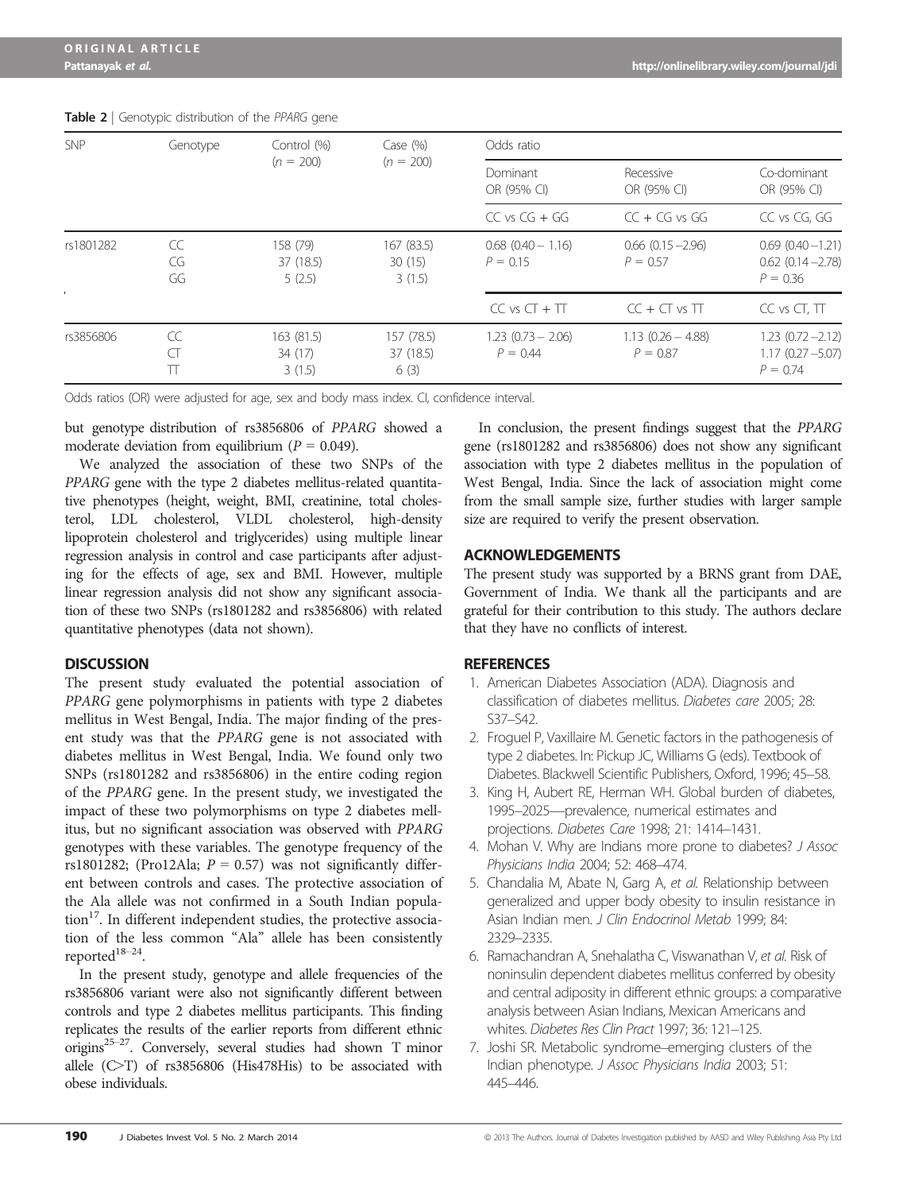**Table 2** | Genotypic distribution of the *PPARG* gene

| SNP | Genotype | Control (%) ($n$ = 200) | Case (%) ($n$ = 200) | Odds ratio | | |
|---|---|---|---|---|---|---|
| | | | | Dominant OR (95% CI) | Recessive OR (95% CI) | Co-dominant OR (95% CI) |
| | | | | CC vs CG + GG | CC + CG vs GG | CC vs CG, GG |
| rs1801282 | CC<br>CG<br>GG | 158 (79)<br>37 (18.5)<br>5 (2.5) | 167 (83.5)<br>30 (15)<br>3 (1.5) | 0.68 (0.40 – 1.16)<br>$P$ = 0.15 | 0.66 (0.15 –2.96)<br>$P$ = 0.57 | 0.69 (0.40 –1.21)<br>0.62 (0.14 –2.78)<br>$P$ = 0.36 |
| | | | | CC vs CT + TT | CC + CT vs TT | CC vs CT, TT |
| rs3856806 | CC<br>CT<br>TT | 163 (81.5)<br>34 (17)<br>3 (1.5) | 157 (78.5)<br>37 (18.5)<br>6 (3) | 1.23 (0.73 – 2.06)<br>$P$ = 0.44 | 1.13 (0.26 – 4.88)<br>$P$ = 0.87 | 1.23 (0.72 –2.12)<br>1.17 (0.27 –5.07)<br>$P$ = 0.74 |

Odds ratios (OR) were adjusted for age, sex and body mass index. CI, confidence interval.

but genotype distribution of rs3856806 of *PPARG* showed a moderate deviation from equilibrium ($P$ = 0.049).

We analyzed the association of these two SNPs of the *PPARG* gene with the type 2 diabetes mellitus-related quantitative phenotypes (height, weight, BMI, creatinine, total cholesterol, LDL cholesterol, VLDL cholesterol, high-density lipoprotein cholesterol and triglycerides) using multiple linear regression analysis in control and case participants after adjusting for the effects of age, sex and BMI. However, multiple linear regression analysis did not show any significant association of these two SNPs (rs1801282 and rs3856806) with related quantitative phenotypes (data not shown).

## DISCUSSION

The present study evaluated the potential association of *PPARG* gene polymorphisms in patients with type 2 diabetes mellitus in West Bengal, India. The major finding of the present study was that the *PPARG* gene is not associated with diabetes mellitus in West Bengal, India. We found only two SNPs (rs1801282 and rs3856806) in the entire coding region of the *PPARG* gene. In the present study, we investigated the impact of these two polymorphisms on type 2 diabetes mellitus, but no significant association was observed with *PPARG* genotypes with these variables. The genotype frequency of the rs1801282; (Pro12Ala; $P$ = 0.57) was not significantly different between controls and cases. The protective association of the Ala allele was not confirmed in a South Indian population[17]. In different independent studies, the protective association of the less common "Ala" allele has been consistently reported[18–24].

In the present study, genotype and allele frequencies of the rs3856806 variant were also not significantly different between controls and type 2 diabetes mellitus participants. This finding replicates the results of the earlier reports from different ethnic origins[25–27]. Conversely, several studies had shown T minor allele (C>T) of rs3856806 (His478His) to be associated with obese individuals.

In conclusion, the present findings suggest that the *PPARG* gene (rs1801282 and rs3856806) does not show any significant association with type 2 diabetes mellitus in the population of West Bengal, India. Since the lack of association might come from the small sample size, further studies with larger sample size are required to verify the present observation.

## ACKNOWLEDGEMENTS

The present study was supported by a BRNS grant from DAE, Government of India. We thank all the participants and are grateful for their contribution to this study. The authors declare that they have no conflicts of interest.

## REFERENCES

1. American Diabetes Association (ADA). Diagnosis and classification of diabetes mellitus. *Diabetes care* 2005; 28: S37–S42.
2. Froguel P, Vaxillaire M. Genetic factors in the pathogenesis of type 2 diabetes. In: Pickup JC, Williams G (eds). Textbook of Diabetes. Blackwell Scientific Publishers, Oxford, 1996; 45–58.
3. King H, Aubert RE, Herman WH. Global burden of diabetes, 1995–2025—prevalence, numerical estimates and projections. *Diabetes Care* 1998; 21: 1414–1431.
4. Mohan V. Why are Indians more prone to diabetes? *J Assoc Physicians India* 2004; 52: 468–474.
5. Chandalia M, Abate N, Garg A, *et al.* Relationship between generalized and upper body obesity to insulin resistance in Asian Indian men. *J Clin Endocrinol Metab* 1999; 84: 2329–2335.
6. Ramachandran A, Snehalatha C, Viswanathan V, *et al.* Risk of noninsulin dependent diabetes mellitus conferred by obesity and central adiposity in different ethnic groups: a comparative analysis between Asian Indians, Mexican Americans and whites. *Diabetes Res Clin Pract* 1997; 36: 121–125.
7. Joshi SR. Metabolic syndrome–emerging clusters of the Indian phenotype. *J Assoc Physicians India* 2003; 51: 445–446.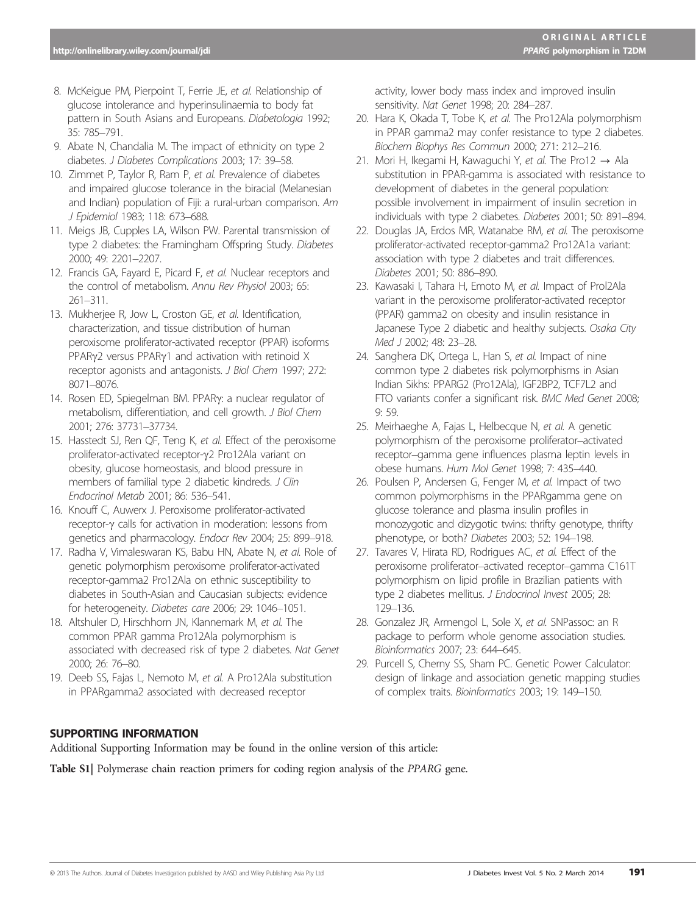8. McKeigue PM, Pierpoint T, Ferrie JE, *et al.* Relationship of glucose intolerance and hyperinsulinaemia to body fat pattern in South Asians and Europeans. *Diabetologia* 1992; 35: 785–791.
9. Abate N, Chandalia M. The impact of ethnicity on type 2 diabetes. *J Diabetes Complications* 2003; 17: 39–58.
10. Zimmet P, Taylor R, Ram P, *et al.* Prevalence of diabetes and impaired glucose tolerance in the biracial (Melanesian and Indian) population of Fiji: a rural-urban comparison. *Am J Epidemiol* 1983; 118: 673–688.
11. Meigs JB, Cupples LA, Wilson PW. Parental transmission of type 2 diabetes: the Framingham Offspring Study. *Diabetes* 2000; 49: 2201–2207.
12. Francis GA, Fayard E, Picard F, *et al.* Nuclear receptors and the control of metabolism. *Annu Rev Physiol* 2003; 65: 261–311.
13. Mukherjee R, Jow L, Croston GE, *et al.* Identification, characterization, and tissue distribution of human peroxisome proliferator-activated receptor (PPAR) isoforms PPARγ2 versus PPARγ1 and activation with retinoid X receptor agonists and antagonists. *J Biol Chem* 1997; 272: 8071–8076.
14. Rosen ED, Spiegelman BM. PPARγ: a nuclear regulator of metabolism, differentiation, and cell growth. *J Biol Chem* 2001; 276: 37731–37734.
15. Hasstedt SJ, Ren QF, Teng K, *et al.* Effect of the peroxisome proliferator-activated receptor-γ2 Pro12Ala variant on obesity, glucose homeostasis, and blood pressure in members of familial type 2 diabetic kindreds. *J Clin Endocrinol Metab* 2001; 86: 536–541.
16. Knouff C, Auwerx J. Peroxisome proliferator-activated receptor-γ calls for activation in moderation: lessons from genetics and pharmacology. *Endocr Rev* 2004; 25: 899–918.
17. Radha V, Vimaleswaran KS, Babu HN, Abate N, *et al.* Role of genetic polymorphism peroxisome proliferator-activated receptor-gamma2 Pro12Ala on ethnic susceptibility to diabetes in South-Asian and Caucasian subjects: evidence for heterogeneity. *Diabetes care* 2006; 29: 1046–1051.
18. Altshuler D, Hirschhorn JN, Klannemark M, *et al.* The common PPAR gamma Pro12Ala polymorphism is associated with decreased risk of type 2 diabetes. *Nat Genet* 2000; 26: 76–80.
19. Deeb SS, Fajas L, Nemoto M, *et al.* A Pro12Ala substitution in PPARgamma2 associated with decreased receptor activity, lower body mass index and improved insulin sensitivity. *Nat Genet* 1998; 20: 284–287.
20. Hara K, Okada T, Tobe K, *et al.* The Pro12Ala polymorphism in PPAR gamma2 may confer resistance to type 2 diabetes. *Biochem Biophys Res Commun* 2000; 271: 212–216.
21. Mori H, Ikegami H, Kawaguchi Y, *et al.* The Pro12 → Ala substitution in PPAR-gamma is associated with resistance to development of diabetes in the general population: possible involvement in impairment of insulin secretion in individuals with type 2 diabetes. *Diabetes* 2001; 50: 891–894.
22. Douglas JA, Erdos MR, Watanabe RM, *et al.* The peroxisome proliferator-activated receptor-gamma2 Pro12A1a variant: association with type 2 diabetes and trait differences. *Diabetes* 2001; 50: 886–890.
23. Kawasaki I, Tahara H, Emoto M, *et al.* Impact of Prol2Ala variant in the peroxisome proliferator-activated receptor (PPAR) gamma2 on obesity and insulin resistance in Japanese Type 2 diabetic and healthy subjects. *Osaka City Med J* 2002; 48: 23–28.
24. Sanghera DK, Ortega L, Han S, *et al.* Impact of nine common type 2 diabetes risk polymorphisms in Asian Indian Sikhs: PPARG2 (Pro12Ala), IGF2BP2, TCF7L2 and FTO variants confer a significant risk. *BMC Med Genet* 2008; 9: 59.
25. Meirhaeghe A, Fajas L, Helbecque N, *et al.* A genetic polymorphism of the peroxisome proliferator–activated receptor–gamma gene influences plasma leptin levels in obese humans. *Hum Mol Genet* 1998; 7: 435–440.
26. Poulsen P, Andersen G, Fenger M, *et al.* Impact of two common polymorphisms in the PPARgamma gene on glucose tolerance and plasma insulin profiles in monozygotic and dizygotic twins: thrifty genotype, thrifty phenotype, or both? *Diabetes* 2003; 52: 194–198.
27. Tavares V, Hirata RD, Rodrigues AC, *et al.* Effect of the peroxisome proliferator–activated receptor–gamma C161T polymorphism on lipid profile in Brazilian patients with type 2 diabetes mellitus. *J Endocrinol Invest* 2005; 28: 129–136.
28. Gonzalez JR, Armengol L, Sole X, *et al.* SNPassoc: an R package to perform whole genome association studies. *Bioinformatics* 2007; 23: 644–645.
29. Purcell S, Cherny SS, Sham PC. Genetic Power Calculator: design of linkage and association genetic mapping studies of complex traits. *Bioinformatics* 2003; 19: 149–150.

## SUPPORTING INFORMATION

Additional Supporting Information may be found in the online version of this article:

**Table S1|** Polymerase chain reaction primers for coding region analysis of the *PPARG* gene.